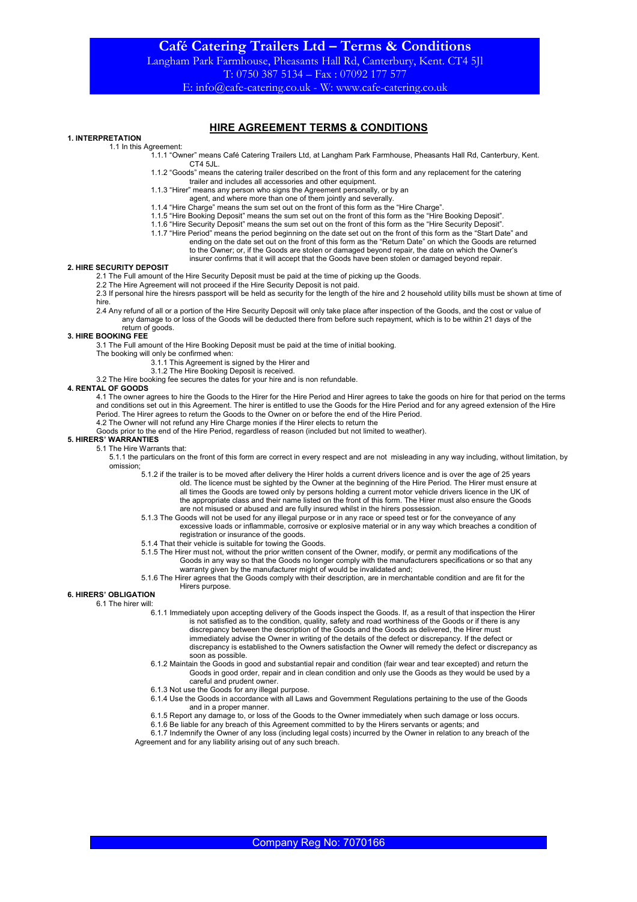# Café Catering Trailers Ltd – Terms & Conditions

Langham Park Farmhouse, Pheasants Hall Rd, Canterbury, Kent. CT4 5Jl
T: 0750 387 5134 – Fax : 07092 177 577
E: info@cafe-catering.co.uk - W: www.cafe-catering.co.uk

## HIRE AGREEMENT TERMS & CONDITIONS

**1. INTERPRETATION**

1.1 In this Agreement:

1.1.1 "Owner" means Café Catering Trailers Ltd, at Langham Park Farmhouse, Pheasants Hall Rd, Canterbury, Kent. CT4 5JL.

1.1.2 "Goods" means the catering trailer described on the front of this form and any replacement for the catering trailer and includes all accessories and other equipment.

1.1.3 "Hirer" means any person who signs the Agreement personally, or by an agent, and where more than one of them jointly and severally.

1.1.4 "Hire Charge" means the sum set out on the front of this form as the "Hire Charge".

1.1.5 "Hire Booking Deposit" means the sum set out on the front of this form as the "Hire Booking Deposit".

1.1.6 "Hire Security Deposit" means the sum set out on the front of this form as the "Hire Security Deposit".

1.1.7 "Hire Period" means the period beginning on the date set out on the front of this form as the "Start Date" and ending on the date set out on the front of this form as the "Return Date" on which the Goods are returned to the Owner; or, if the Goods are stolen or damaged beyond repair, the date on which the Owner's insurer confirms that it will accept that the Goods have been stolen or damaged beyond repair.

**2. HIRE SECURITY DEPOSIT**

2.1 The Full amount of the Hire Security Deposit must be paid at the time of picking up the Goods.

2.2 The Hire Agreement will not proceed if the Hire Security Deposit is not paid.

2.3 If personal hire the hiresrs passport will be held as security for the length of the hire and 2 household utility bills must be shown at time of hire.

2.4 Any refund of all or a portion of the Hire Security Deposit will only take place after inspection of the Goods, and the cost or value of any damage to or loss of the Goods will be deducted there from before such repayment, which is to be within 21 days of the return of goods.

**3. HIRE BOOKING FEE**

3.1 The Full amount of the Hire Booking Deposit must be paid at the time of initial booking.

The booking will only be confirmed when:

3.1.1 This Agreement is signed by the Hirer and

3.1.2 The Hire Booking Deposit is received.

3.2 The Hire booking fee secures the dates for your hire and is non refundable.

**4. RENTAL OF GOODS**

4.1 The owner agrees to hire the Goods to the Hirer for the Hire Period and Hirer agrees to take the goods on hire for that period on the terms and conditions set out in this Agreement. The hirer is entitled to use the Goods for the Hire Period and for any agreed extension of the Hire Period. The Hirer agrees to return the Goods to the Owner on or before the end of the Hire Period.

4.2 The Owner will not refund any Hire Charge monies if the Hirer elects to return the Goods prior to the end of the Hire Period, regardless of reason (included but not limited to weather).

**5. HIRERS' WARRANTIES**

5.1 The Hire Warrants that:

5.1.1 the particulars on the front of this form are correct in every respect and are not misleading in any way including, without limitation, by omission;

5.1.2 if the trailer is to be moved after delivery the Hirer holds a current drivers licence and is over the age of 25 years old. The licence must be sighted by the Owner at the beginning of the Hire Period. The Hirer must ensure at all times the Goods are towed only by persons holding a current motor vehicle drivers licence in the UK of the appropriate class and their name listed on the front of this form. The Hirer must also ensure the Goods are not misused or abused and are fully insured whilst in the hirers possession.

5.1.3 The Goods will not be used for any illegal purpose or in any race or speed test or for the conveyance of any excessive loads or inflammable, corrosive or explosive material or in any way which breaches a condition of registration or insurance of the goods.

5.1.4 That their vehicle is suitable for towing the Goods.

5.1.5 The Hirer must not, without the prior written consent of the Owner, modify, or permit any modifications of the Goods in any way so that the Goods no longer comply with the manufacturers specifications or so that any warranty given by the manufacturer might of would be invalidated and;

5.1.6 The Hirer agrees that the Goods comply with their description, are in merchantable condition and are fit for the Hirers purpose.

**6. HIRERS' OBLIGATION**

6.1 The hirer will:

6.1.1 Immediately upon accepting delivery of the Goods inspect the Goods. If, as a result of that inspection the Hirer is not satisfied as to the condition, quality, safety and road worthiness of the Goods or if there is any discrepancy between the description of the Goods and the Goods as delivered, the Hirer must immediately advise the Owner in writing of the details of the defect or discrepancy. If the defect or discrepancy is established to the Owners satisfaction the Owner will remedy the defect or discrepancy as soon as possible.

6.1.2 Maintain the Goods in good and substantial repair and condition (fair wear and tear excepted) and return the Goods in good order, repair and in clean condition and only use the Goods as they would be used by a careful and prudent owner.

6.1.3 Not use the Goods for any illegal purpose.

6.1.4 Use the Goods in accordance with all Laws and Government Regulations pertaining to the use of the Goods and in a proper manner.

6.1.5 Report any damage to, or loss of the Goods to the Owner immediately when such damage or loss occurs.

6.1.6 Be liable for any breach of this Agreement committed to by the Hirers servants or agents; and

6.1.7 Indemnify the Owner of any loss (including legal costs) incurred by the Owner in relation to any breach of the Agreement and for any liability arising out of any such breach.

Company Reg No: 7070166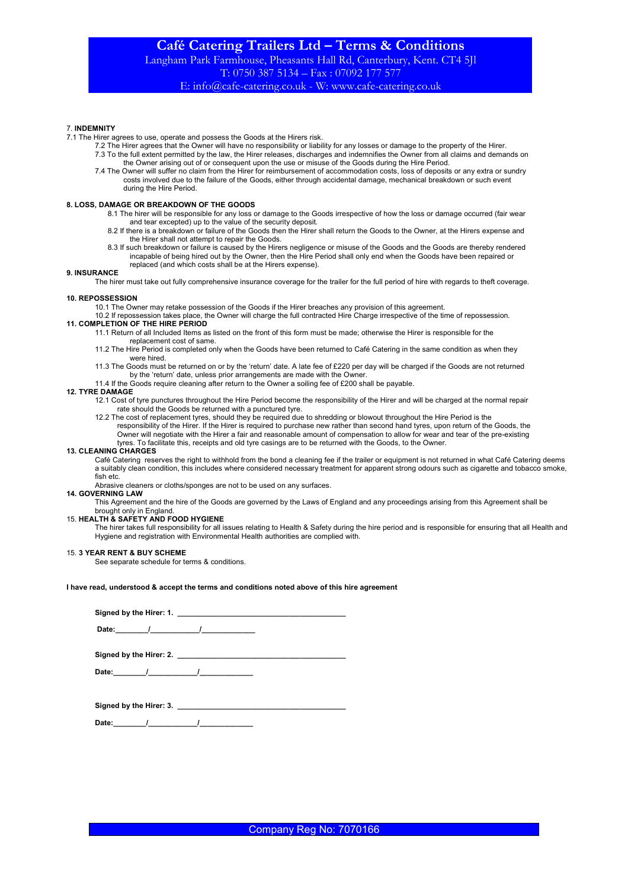# Café Catering Trailers Ltd – Terms & Conditions

Langham Park Farmhouse, Pheasants Hall Rd, Canterbury, Kent. CT4 5Jl
T: 0750 387 5134 – Fax : 07092 177 577
E: info@cafe-catering.co.uk - W: www.cafe-catering.co.uk

7. **INDEMNITY**

7.1 The Hirer agrees to use, operate and possess the Goods at the Hirers risk.

7.2 The Hirer agrees that the Owner will have no responsibility or liability for any losses or damage to the property of the Hirer.

7.3 To the full extent permitted by the law, the Hirer releases, discharges and indemnifies the Owner from all claims and demands on the Owner arising out of or consequent upon the use or misuse of the Goods during the Hire Period.

7.4 The Owner will suffer no claim from the Hirer for reimbursement of accommodation costs, loss of deposits or any extra or sundry costs involved due to the failure of the Goods, either through accidental damage, mechanical breakdown or such event during the Hire Period.

**8. LOSS, DAMAGE OR BREAKDOWN OF THE GOODS**

8.1 The hirer will be responsible for any loss or damage to the Goods irrespective of how the loss or damage occurred (fair wear and tear excepted) up to the value of the security deposit.

8.2 If there is a breakdown or failure of the Goods then the Hirer shall return the Goods to the Owner, at the Hirers expense and the Hirer shall not attempt to repair the Goods.

8.3 If such breakdown or failure is caused by the Hirers negligence or misuse of the Goods and the Goods are thereby rendered incapable of being hired out by the Owner, then the Hire Period shall only end when the Goods have been repaired or replaced (and which costs shall be at the Hirers expense).

**9. INSURANCE**

The hirer must take out fully comprehensive insurance coverage for the trailer for the full period of hire with regards to theft coverage.

**10. REPOSSESSION**

10.1 The Owner may retake possession of the Goods if the Hirer breaches any provision of this agreement.

10.2 If repossession takes place, the Owner will charge the full contracted Hire Charge irrespective of the time of repossession.

**11. COMPLETION OF THE HIRE PERIOD**

11.1 Return of all Included Items as listed on the front of this form must be made; otherwise the Hirer is responsible for the replacement cost of same.

11.2 The Hire Period is completed only when the Goods have been returned to Café Catering in the same condition as when they were hired.

11.3 The Goods must be returned on or by the 'return' date. A late fee of £220 per day will be charged if the Goods are not returned by the 'return' date, unless prior arrangements are made with the Owner.

11.4 If the Goods require cleaning after return to the Owner a soiling fee of £200 shall be payable.

**12. TYRE DAMAGE**

12.1 Cost of tyre punctures throughout the Hire Period become the responsibility of the Hirer and will be charged at the normal repair rate should the Goods be returned with a punctured tyre.

12.2 The cost of replacement tyres, should they be required due to shredding or blowout throughout the Hire Period is the responsibility of the Hirer. If the Hirer is required to purchase new rather than second hand tyres, upon return of the Goods, the Owner will negotiate with the Hirer a fair and reasonable amount of compensation to allow for wear and tear of the pre-existing tyres. To facilitate this, receipts and old tyre casings are to be returned with the Goods, to the Owner.

**13. CLEANING CHARGES**

Café Catering reserves the right to withhold from the bond a cleaning fee if the trailer or equipment is not returned in what Café Catering deems a suitably clean condition, this includes where considered necessary treatment for apparent strong odours such as cigarette and tobacco smoke, fish etc.

Abrasive cleaners or cloths/sponges are not to be used on any surfaces.

**14. GOVERNING LAW**

This Agreement and the hire of the Goods are governed by the Laws of England and any proceedings arising from this Agreement shall be brought only in England.

15. **HEALTH & SAFETY AND FOOD HYGIENE**

The hirer takes full responsibility for all issues relating to Health & Safety during the hire period and is responsible for ensuring that all Health and Hygiene and registration with Environmental Health authorities are complied with.

15. **3 YEAR RENT & BUY SCHEME**

See separate schedule for terms & conditions.

**I have read, understood & accept the terms and conditions noted above of this hire agreement**

**Signed by the Hirer: 1.** ________________________________________

**Date:**________/____________/_____________

**Signed by the Hirer: 2.** ________________________________________

**Date:**________/____________/_____________

**Signed by the Hirer: 3.** ________________________________________

**Date:**________/____________/_____________

Company Reg No: 7070166